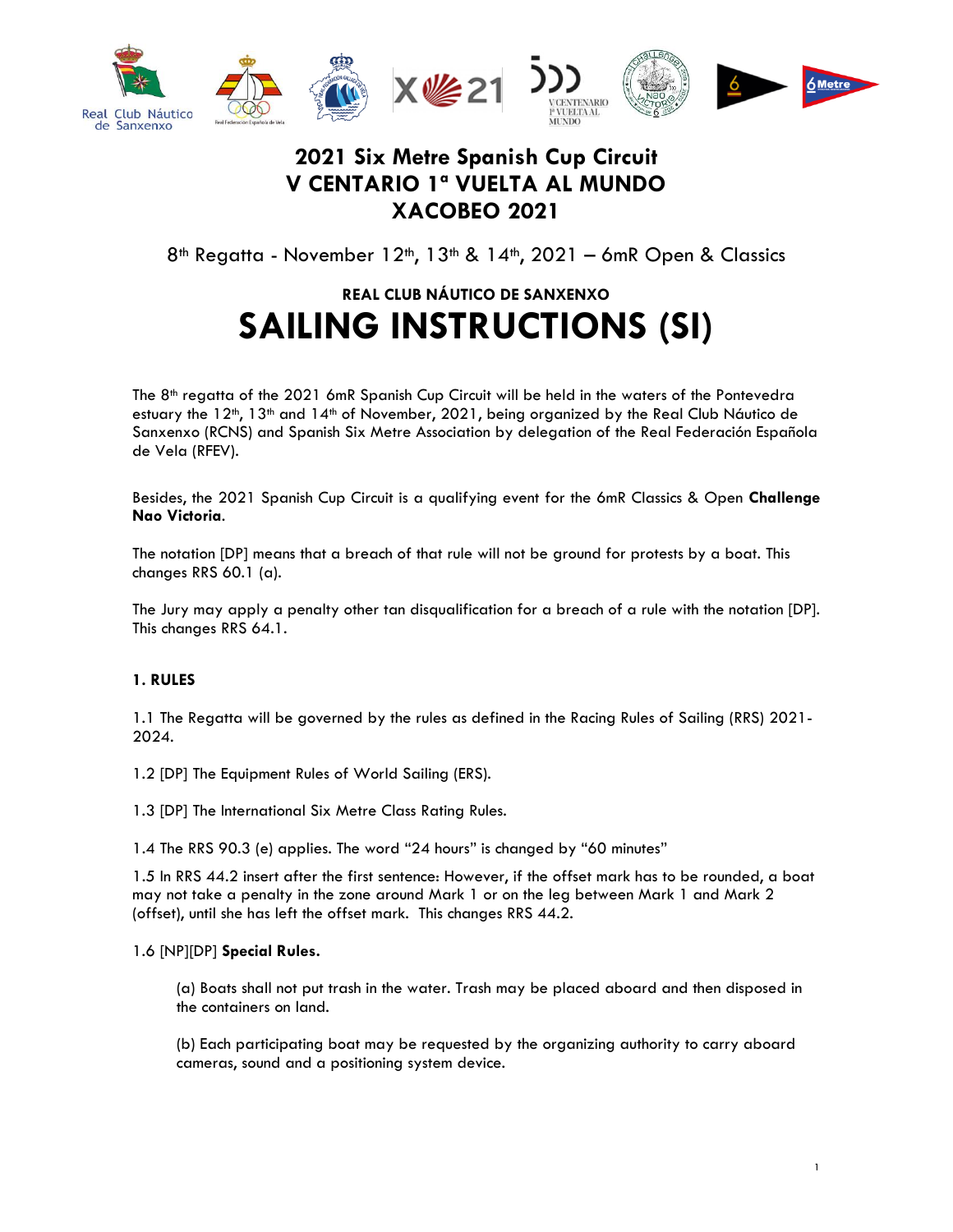# 2021 Six Metre Spanish Cup Circuit
# V CENTARIO 1ª VUELTA AL MUNDO
# XACOBEO 2021

8th Regatta - November 12th, 13th & 14th, 2021 – 6mR Open & Classics

**REAL CLUB NÁUTICO DE SANXENXO**

# SAILING INSTRUCTIONS (SI)

The 8th regatta of the 2021 6mR Spanish Cup Circuit will be held in the waters of the Pontevedra estuary the 12th, 13th and 14th of November, 2021, being organized by the Real Club Náutico de Sanxenxo (RCNS) and Spanish Six Metre Association by delegation of the Real Federación Española de Vela (RFEV).

Besides, the 2021 Spanish Cup Circuit is a qualifying event for the 6mR Classics & Open **Challenge Nao Victoria**.

The notation [DP] means that a breach of that rule will not be ground for protests by a boat. This changes RRS 60.1 (a).

The Jury may apply a penalty other tan disqualification for a breach of a rule with the notation [DP]. This changes RRS 64.1.

## 1. RULES

1.1 The Regatta will be governed by the rules as defined in the Racing Rules of Sailing (RRS) 2021-2024.

1.2 [DP] The Equipment Rules of World Sailing (ERS).

1.3 [DP] The International Six Metre Class Rating Rules.

1.4 The RRS 90.3 (e) applies. The word "24 hours" is changed by "60 minutes"

1.5 In RRS 44.2 insert after the first sentence: However, if the offset mark has to be rounded, a boat may not take a penalty in the zone around Mark 1 or on the leg between Mark 1 and Mark 2 (offset), until she has left the offset mark. This changes RRS 44.2.

1.6 [NP][DP] **Special Rules.**

(a) Boats shall not put trash in the water. Trash may be placed aboard and then disposed in the containers on land.

(b) Each participating boat may be requested by the organizing authority to carry aboard cameras, sound and a positioning system device.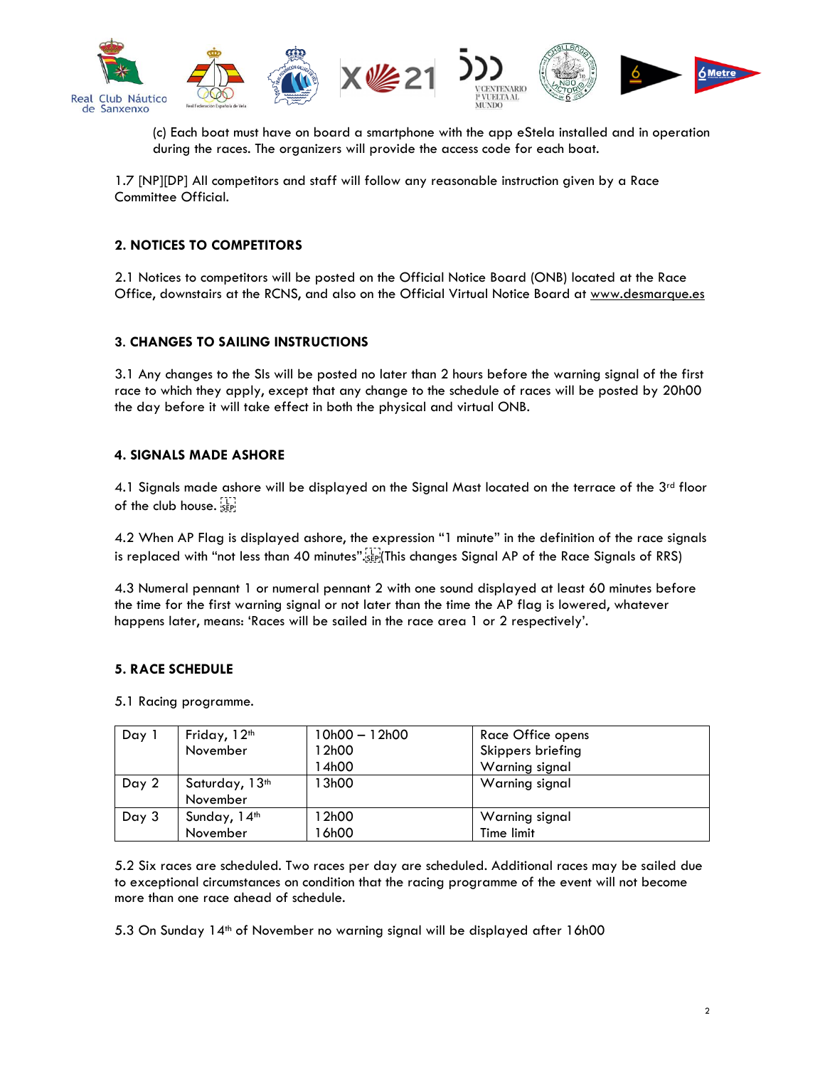(c) Each boat must have on board a smartphone with the app eStela installed and in operation during the races. The organizers will provide the access code for each boat.

1.7 [NP][DP] All competitors and staff will follow any reasonable instruction given by a Race Committee Official.

## 2. NOTICES TO COMPETITORS

2.1 Notices to competitors will be posted on the Official Notice Board (ONB) located at the Race Office, downstairs at the RCNS, and also on the Official Virtual Notice Board at www.desmarque.es

## 3. CHANGES TO SAILING INSTRUCTIONS

3.1 Any changes to the SIs will be posted no later than 2 hours before the warning signal of the first race to which they apply, except that any change to the schedule of races will be posted by 20h00 the day before it will take effect in both the physical and virtual ONB.

## 4. SIGNALS MADE ASHORE

4.1 Signals made ashore will be displayed on the Signal Mast located on the terrace of the 3rd floor of the club house.

4.2 When AP Flag is displayed ashore, the expression "1 minute" in the definition of the race signals is replaced with "not less than 40 minutes". (This changes Signal AP of the Race Signals of RRS)

4.3 Numeral pennant 1 or numeral pennant 2 with one sound displayed at least 60 minutes before the time for the first warning signal or not later than the time the AP flag is lowered, whatever happens later, means: 'Races will be sailed in the race area 1 or 2 respectively'.

## 5. RACE SCHEDULE

5.1 Racing programme.

| | | | |
|---|---|---|---|
| Day 1 | Friday, 12th November | 10h00 – 12h00<br>12h00<br>14h00 | Race Office opens<br>Skippers briefing<br>Warning signal |
| Day 2 | Saturday, 13th November | 13h00 | Warning signal |
| Day 3 | Sunday, 14th November | 12h00<br>16h00 | Warning signal<br>Time limit |

5.2 Six races are scheduled. Two races per day are scheduled. Additional races may be sailed due to exceptional circumstances on condition that the racing programme of the event will not become more than one race ahead of schedule.

5.3 On Sunday 14th of November no warning signal will be displayed after 16h00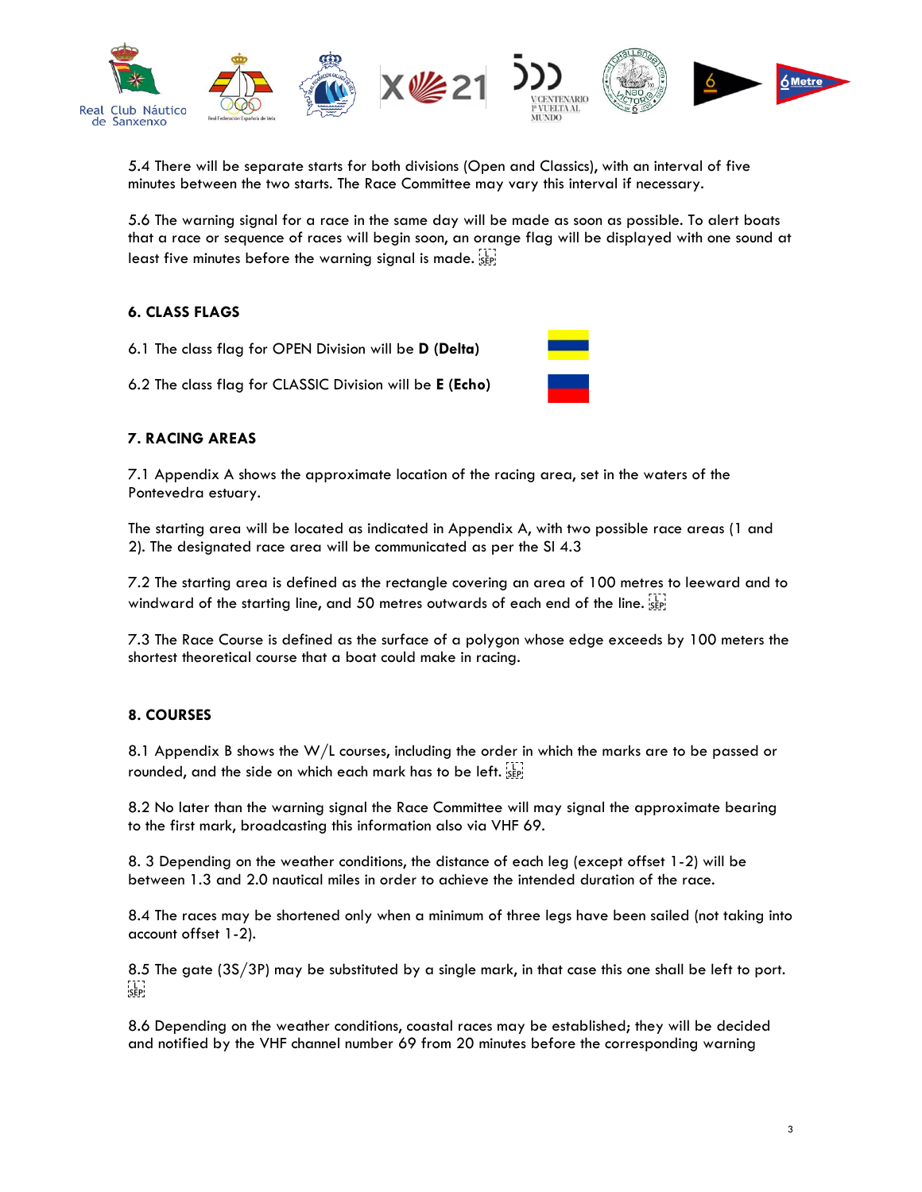5.4 There will be separate starts for both divisions (Open and Classics), with an interval of five minutes between the two starts. The Race Committee may vary this interval if necessary.

5.6 The warning signal for a race in the same day will be made as soon as possible. To alert boats that a race or sequence of races will begin soon, an orange flag will be displayed with one sound at least five minutes before the warning signal is made.

## 6. CLASS FLAGS

6.1 The class flag for OPEN Division will be **D (Delta)**

6.2 The class flag for CLASSIC Division will be **E (Echo)**

## 7. RACING AREAS

7.1 Appendix A shows the approximate location of the racing area, set in the waters of the Pontevedra estuary.

The starting area will be located as indicated in Appendix A, with two possible race areas (1 and 2). The designated race area will be communicated as per the SI 4.3

7.2 The starting area is defined as the rectangle covering an area of 100 metres to leeward and to windward of the starting line, and 50 metres outwards of each end of the line.

7.3 The Race Course is defined as the surface of a polygon whose edge exceeds by 100 meters the shortest theoretical course that a boat could make in racing.

## 8. COURSES

8.1 Appendix B shows the W/L courses, including the order in which the marks are to be passed or rounded, and the side on which each mark has to be left.

8.2 No later than the warning signal the Race Committee will may signal the approximate bearing to the first mark, broadcasting this information also via VHF 69.

8. 3 Depending on the weather conditions, the distance of each leg (except offset 1-2) will be between 1.3 and 2.0 nautical miles in order to achieve the intended duration of the race.

8.4 The races may be shortened only when a minimum of three legs have been sailed (not taking into account offset 1-2).

8.5 The gate (3S/3P) may be substituted by a single mark, in that case this one shall be left to port.

8.6 Depending on the weather conditions, coastal races may be established; they will be decided and notified by the VHF channel number 69 from 20 minutes before the corresponding warning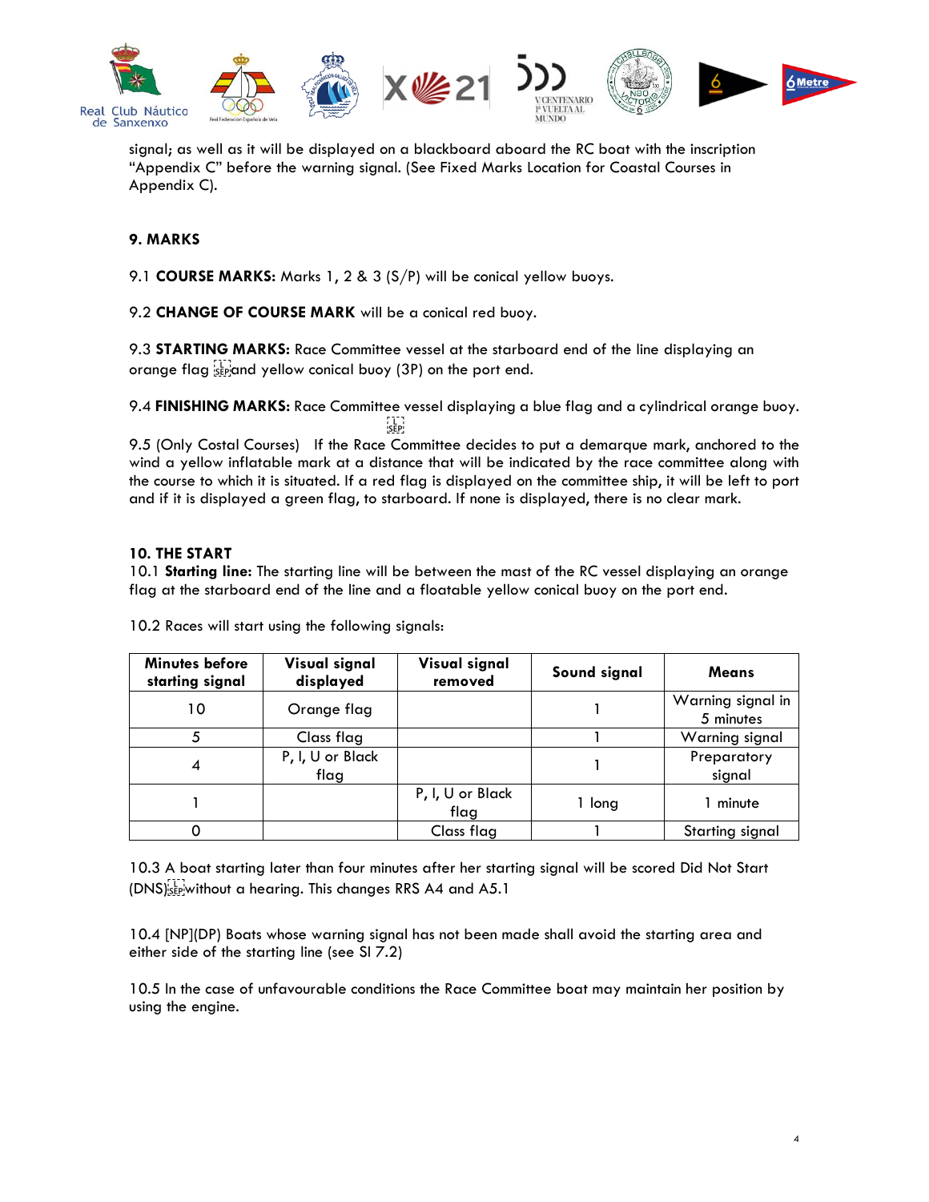signal; as well as it will be displayed on a blackboard aboard the RC boat with the inscription "Appendix C" before the warning signal. (See Fixed Marks Location for Coastal Courses in Appendix C).

## 9. MARKS

9.1 **COURSE MARKS:** Marks 1, 2 & 3 (S/P) will be conical yellow buoys.

9.2 **CHANGE OF COURSE MARK** will be a conical red buoy.

9.3 **STARTING MARKS:** Race Committee vessel at the starboard end of the line displaying an orange flag and yellow conical buoy (3P) on the port end.

9.4 **FINISHING MARKS:** Race Committee vessel displaying a blue flag and a cylindrical orange buoy.

9.5 (Only Costal Courses) If the Race Committee decides to put a demarque mark, anchored to the wind a yellow inflatable mark at a distance that will be indicated by the race committee along with the course to which it is situated. If a red flag is displayed on the committee ship, it will be left to port and if it is displayed a green flag, to starboard. If none is displayed, there is no clear mark.

## 10. THE START

10.1 **Starting line:** The starting line will be between the mast of the RC vessel displaying an orange flag at the starboard end of the line and a floatable yellow conical buoy on the port end.

10.2 Races will start using the following signals:

| Minutes before starting signal | Visual signal displayed | Visual signal removed | Sound signal | Means |
|---|---|---|---|---|
| 10 | Orange flag | | 1 | Warning signal in 5 minutes |
| 5 | Class flag | | 1 | Warning signal |
| 4 | P, I, U or Black flag | | 1 | Preparatory signal |
| 1 | | P, I, U or Black flag | 1 long | 1 minute |
| 0 | | Class flag | 1 | Starting signal |

10.3 A boat starting later than four minutes after her starting signal will be scored Did Not Start (DNS) without a hearing. This changes RRS A4 and A5.1

10.4 [NP](DP) Boats whose warning signal has not been made shall avoid the starting area and either side of the starting line (see SI 7.2)

10.5 In the case of unfavourable conditions the Race Committee boat may maintain her position by using the engine.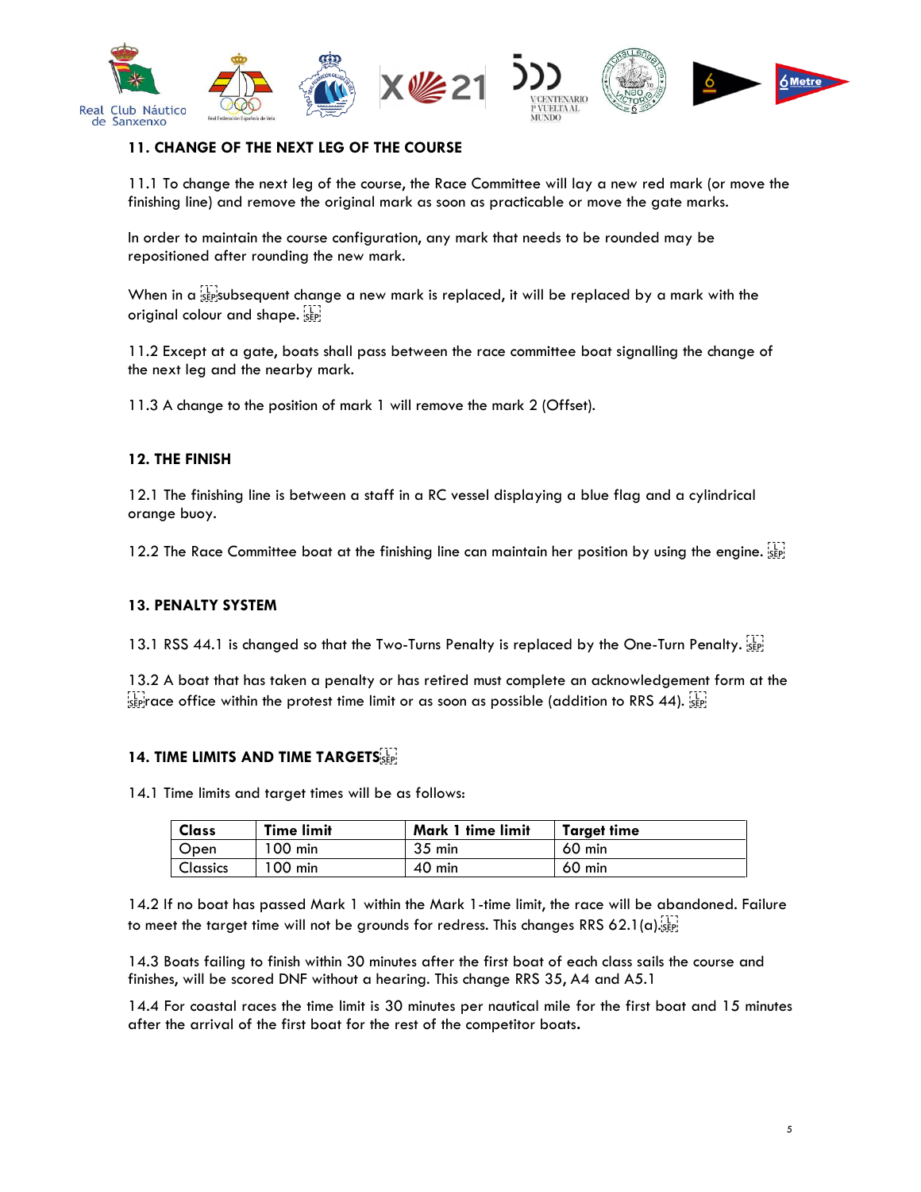## 11. CHANGE OF THE NEXT LEG OF THE COURSE

11.1 To change the next leg of the course, the Race Committee will lay a new red mark (or move the finishing line) and remove the original mark as soon as practicable or move the gate marks.

In order to maintain the course configuration, any mark that needs to be rounded may be repositioned after rounding the new mark.

When in a subsequent change a new mark is replaced, it will be replaced by a mark with the original colour and shape.

11.2 Except at a gate, boats shall pass between the race committee boat signalling the change of the next leg and the nearby mark.

11.3 A change to the position of mark 1 will remove the mark 2 (Offset).

## 12. THE FINISH

12.1 The finishing line is between a staff in a RC vessel displaying a blue flag and a cylindrical orange buoy.

12.2 The Race Committee boat at the finishing line can maintain her position by using the engine.

## 13. PENALTY SYSTEM

13.1 RSS 44.1 is changed so that the Two-Turns Penalty is replaced by the One-Turn Penalty.

13.2 A boat that has taken a penalty or has retired must complete an acknowledgement form at the race office within the protest time limit or as soon as possible (addition to RRS 44).

## 14. TIME LIMITS AND TIME TARGETS

14.1 Time limits and target times will be as follows:

| Class | Time limit | Mark 1 time limit | Target time |
|---|---|---|---|
| Open | 100 min | 35 min | 60 min |
| Classics | 100 min | 40 min | 60 min |

14.2 If no boat has passed Mark 1 within the Mark 1-time limit, the race will be abandoned. Failure to meet the target time will not be grounds for redress. This changes RRS 62.1(a).

14.3 Boats failing to finish within 30 minutes after the first boat of each class sails the course and finishes, will be scored DNF without a hearing. This change RRS 35, A4 and A5.1

14.4 For coastal races the time limit is 30 minutes per nautical mile for the first boat and 15 minutes after the arrival of the first boat for the rest of the competitor boats.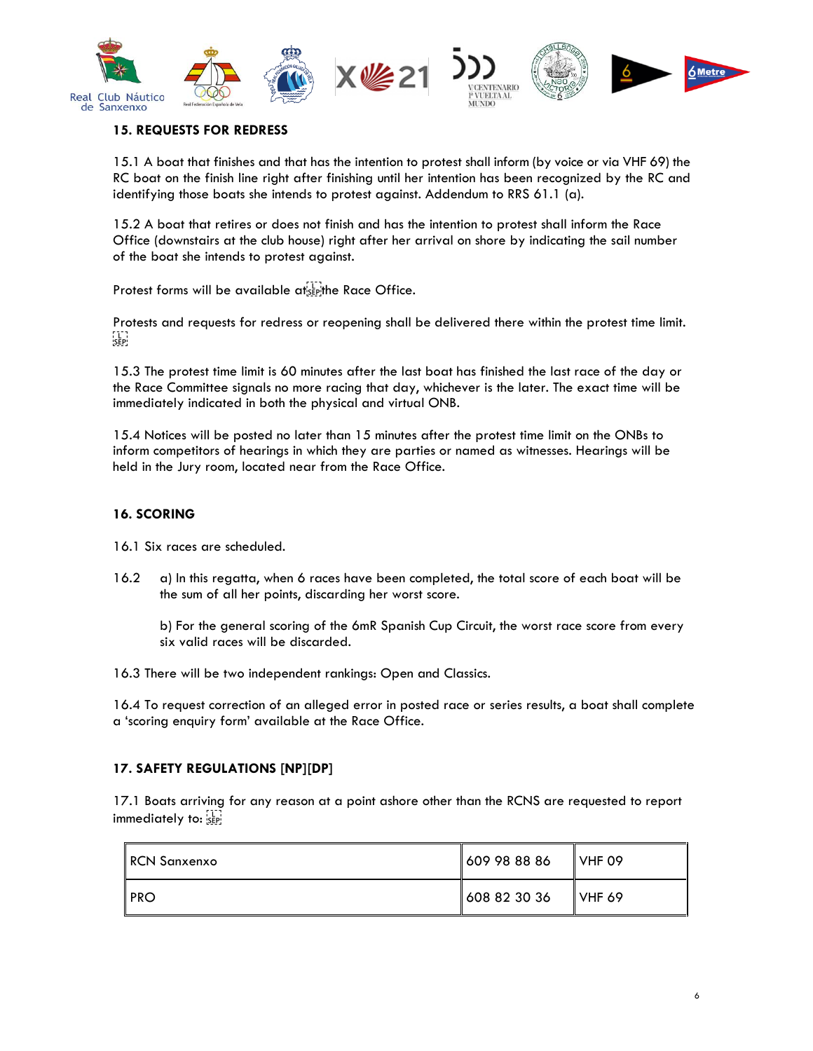## 15. REQUESTS FOR REDRESS

15.1 A boat that finishes and that has the intention to protest shall inform (by voice or via VHF 69) the RC boat on the finish line right after finishing until her intention has been recognized by the RC and identifying those boats she intends to protest against. Addendum to RRS 61.1 (a).

15.2 A boat that retires or does not finish and has the intention to protest shall inform the Race Office (downstairs at the club house) right after her arrival on shore by indicating the sail number of the boat she intends to protest against.

Protest forms will be available at the Race Office.

Protests and requests for redress or reopening shall be delivered there within the protest time limit.

15.3 The protest time limit is 60 minutes after the last boat has finished the last race of the day or the Race Committee signals no more racing that day, whichever is the later. The exact time will be immediately indicated in both the physical and virtual ONB.

15.4 Notices will be posted no later than 15 minutes after the protest time limit on the ONBs to inform competitors of hearings in which they are parties or named as witnesses. Hearings will be held in the Jury room, located near from the Race Office.

## 16. SCORING

16.1 Six races are scheduled.

16.2 a) In this regatta, when 6 races have been completed, the total score of each boat will be the sum of all her points, discarding her worst score.

b) For the general scoring of the 6mR Spanish Cup Circuit, the worst race score from every six valid races will be discarded.

16.3 There will be two independent rankings: Open and Classics.

16.4 To request correction of an alleged error in posted race or series results, a boat shall complete a 'scoring enquiry form' available at the Race Office.

## 17. SAFETY REGULATIONS [NP][DP]

17.1 Boats arriving for any reason at a point ashore other than the RCNS are requested to report immediately to:

| | | |
|---|---|---|
| RCN Sanxenxo | 609 98 88 86 | VHF 09 |
| PRO | 608 82 30 36 | VHF 69 |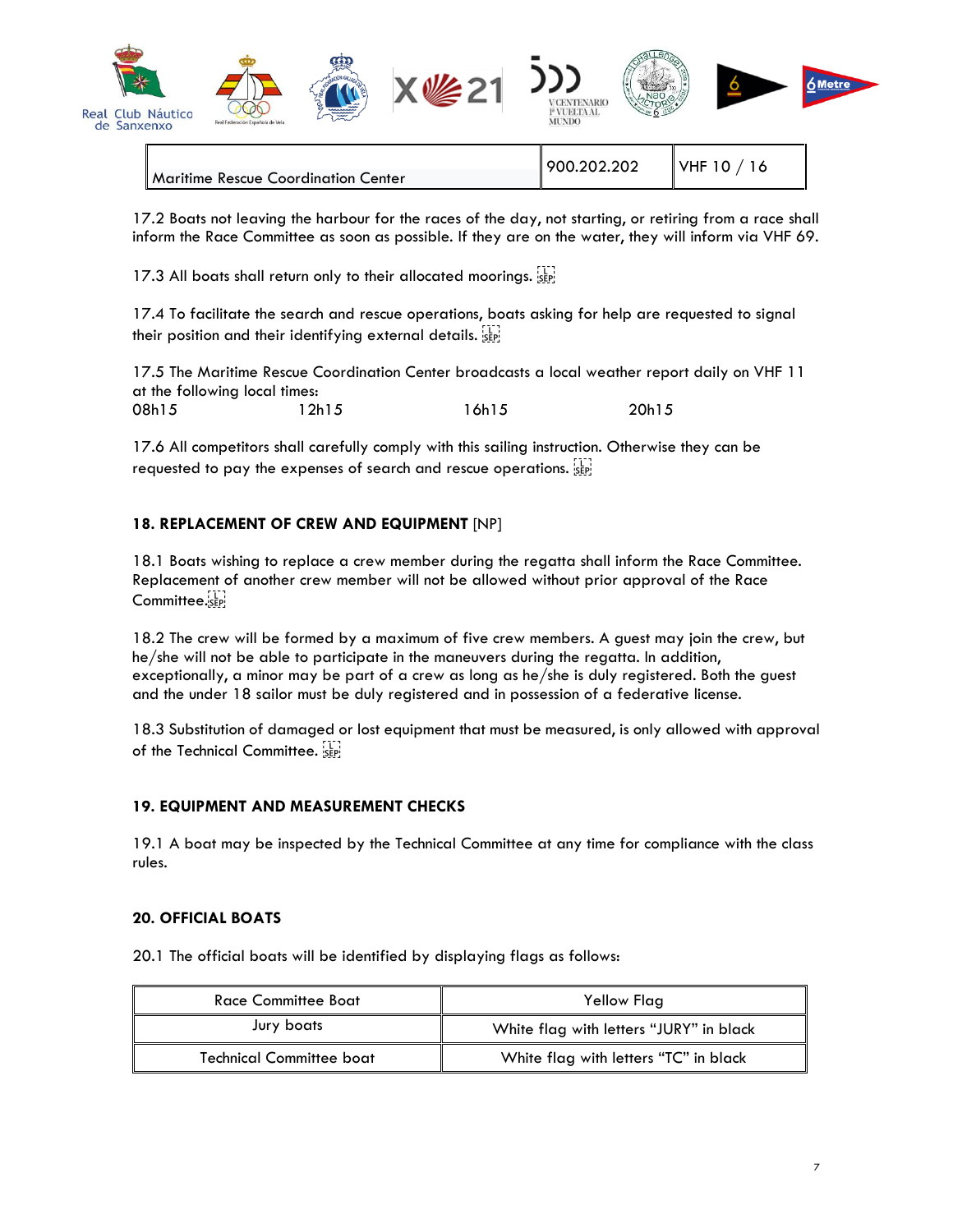| Maritime Rescue Coordination Center | 900.202.202 | VHF 10 / 16 |
|---|---|---|

17.2 Boats not leaving the harbour for the races of the day, not starting, or retiring from a race shall inform the Race Committee as soon as possible. If they are on the water, they will inform via VHF 69.

17.3 All boats shall return only to their allocated moorings.

17.4 To facilitate the search and rescue operations, boats asking for help are requested to signal their position and their identifying external details.

17.5 The Maritime Rescue Coordination Center broadcasts a local weather report daily on VHF 11 at the following local times:

08h15 12h15 16h15 20h15

17.6 All competitors shall carefully comply with this sailing instruction. Otherwise they can be requested to pay the expenses of search and rescue operations.

## 18. REPLACEMENT OF CREW AND EQUIPMENT [NP]

18.1 Boats wishing to replace a crew member during the regatta shall inform the Race Committee. Replacement of another crew member will not be allowed without prior approval of the Race Committee.

18.2 The crew will be formed by a maximum of five crew members. A guest may join the crew, but he/she will not be able to participate in the maneuvers during the regatta. In addition, exceptionally, a minor may be part of a crew as long as he/she is duly registered. Both the guest and the under 18 sailor must be duly registered and in possession of a federative license.

18.3 Substitution of damaged or lost equipment that must be measured, is only allowed with approval of the Technical Committee.

## 19. EQUIPMENT AND MEASUREMENT CHECKS

19.1 A boat may be inspected by the Technical Committee at any time for compliance with the class rules.

## 20. OFFICIAL BOATS

20.1 The official boats will be identified by displaying flags as follows:

| Race Committee Boat | Yellow Flag |
|---|---|
| Jury boats | White flag with letters "JURY" in black |
| Technical Committee boat | White flag with letters "TC" in black |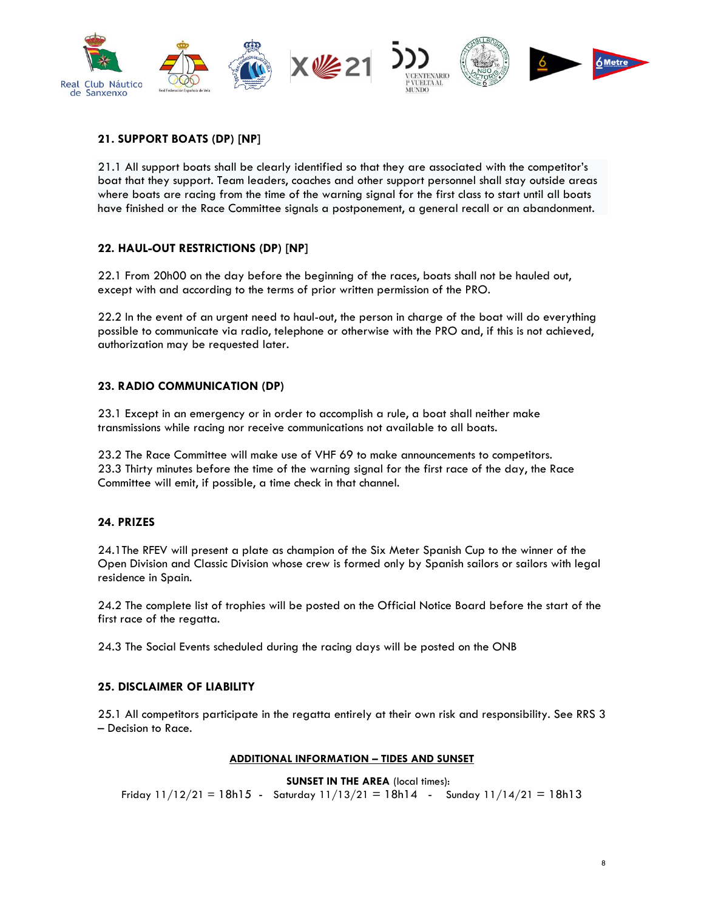## 21. SUPPORT BOATS (DP) [NP]

21.1 All support boats shall be clearly identified so that they are associated with the competitor's boat that they support. Team leaders, coaches and other support personnel shall stay outside areas where boats are racing from the time of the warning signal for the first class to start until all boats have finished or the Race Committee signals a postponement, a general recall or an abandonment.

## 22. HAUL-OUT RESTRICTIONS (DP) [NP]

22.1 From 20h00 on the day before the beginning of the races, boats shall not be hauled out, except with and according to the terms of prior written permission of the PRO.

22.2 In the event of an urgent need to haul-out, the person in charge of the boat will do everything possible to communicate via radio, telephone or otherwise with the PRO and, if this is not achieved, authorization may be requested later.

## 23. RADIO COMMUNICATION (DP)

23.1 Except in an emergency or in order to accomplish a rule, a boat shall neither make transmissions while racing nor receive communications not available to all boats.

23.2 The Race Committee will make use of VHF 69 to make announcements to competitors.
23.3 Thirty minutes before the time of the warning signal for the first race of the day, the Race Committee will emit, if possible, a time check in that channel.

## 24. PRIZES

24.1The RFEV will present a plate as champion of the Six Meter Spanish Cup to the winner of the Open Division and Classic Division whose crew is formed only by Spanish sailors or sailors with legal residence in Spain.

24.2 The complete list of trophies will be posted on the Official Notice Board before the start of the first race of the regatta.

24.3 The Social Events scheduled during the racing days will be posted on the ONB

## 25. DISCLAIMER OF LIABILITY

25.1 All competitors participate in the regatta entirely at their own risk and responsibility. See RRS 3 – Decision to Race.

### ADDITIONAL INFORMATION – TIDES AND SUNSET

**SUNSET IN THE AREA** (local times):

Friday 11/12/21 = 18h15 - Saturday 11/13/21 = 18h14 - Sunday 11/14/21 = 18h13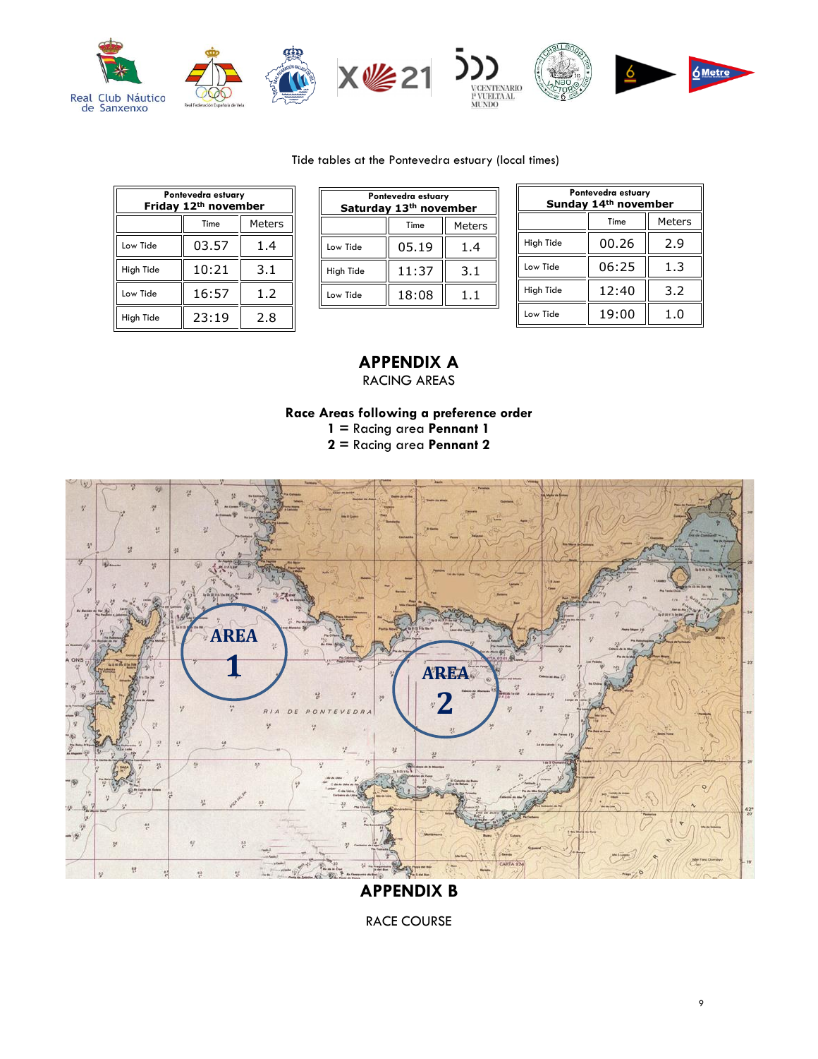Tide tables at the Pontevedra estuary (local times)

| Pontevedra estuary Friday 12th november | | |
|---|---|---|
| | Time | Meters |
| Low Tide | 03.57 | 1.4 |
| High Tide | 10:21 | 3.1 |
| Low Tide | 16:57 | 1.2 |
| High Tide | 23:19 | 2.8 |

| Pontevedra estuary Saturday 13th november | | |
|---|---|---|
| | Time | Meters |
| Low Tide | 05.19 | 1.4 |
| High Tide | 11:37 | 3.1 |
| Low Tide | 18:08 | 1.1 |

| Pontevedra estuary Sunday 14th november | | |
|---|---|---|
| | Time | Meters |
| High Tide | 00.26 | 2.9 |
| Low Tide | 06:25 | 1.3 |
| High Tide | 12:40 | 3.2 |
| Low Tide | 19:00 | 1.0 |

# APPENDIX A

RACING AREAS

**Race Areas following a preference order**

**1 =** Racing area **Pennant 1**

**2 =** Racing area **Pennant 2**

AREA 1

AREA 2

RIA DE PONTEVEDRA

# APPENDIX B

RACE COURSE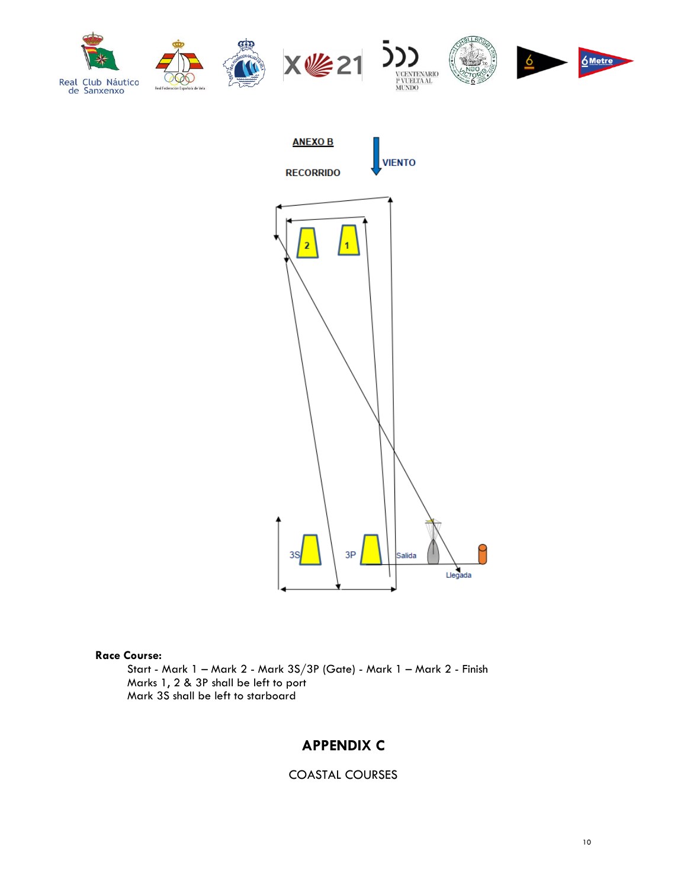**ANEXO B**

**VIENTO**

**RECORRIDO**

2 1

3S 3P Salida

Llegada

**Race Course:**

Start - Mark 1 – Mark 2 - Mark 3S/3P (Gate) - Mark 1 – Mark 2 - Finish
Marks 1, 2 & 3P shall be left to port
Mark 3S shall be left to starboard

## APPENDIX C

COASTAL COURSES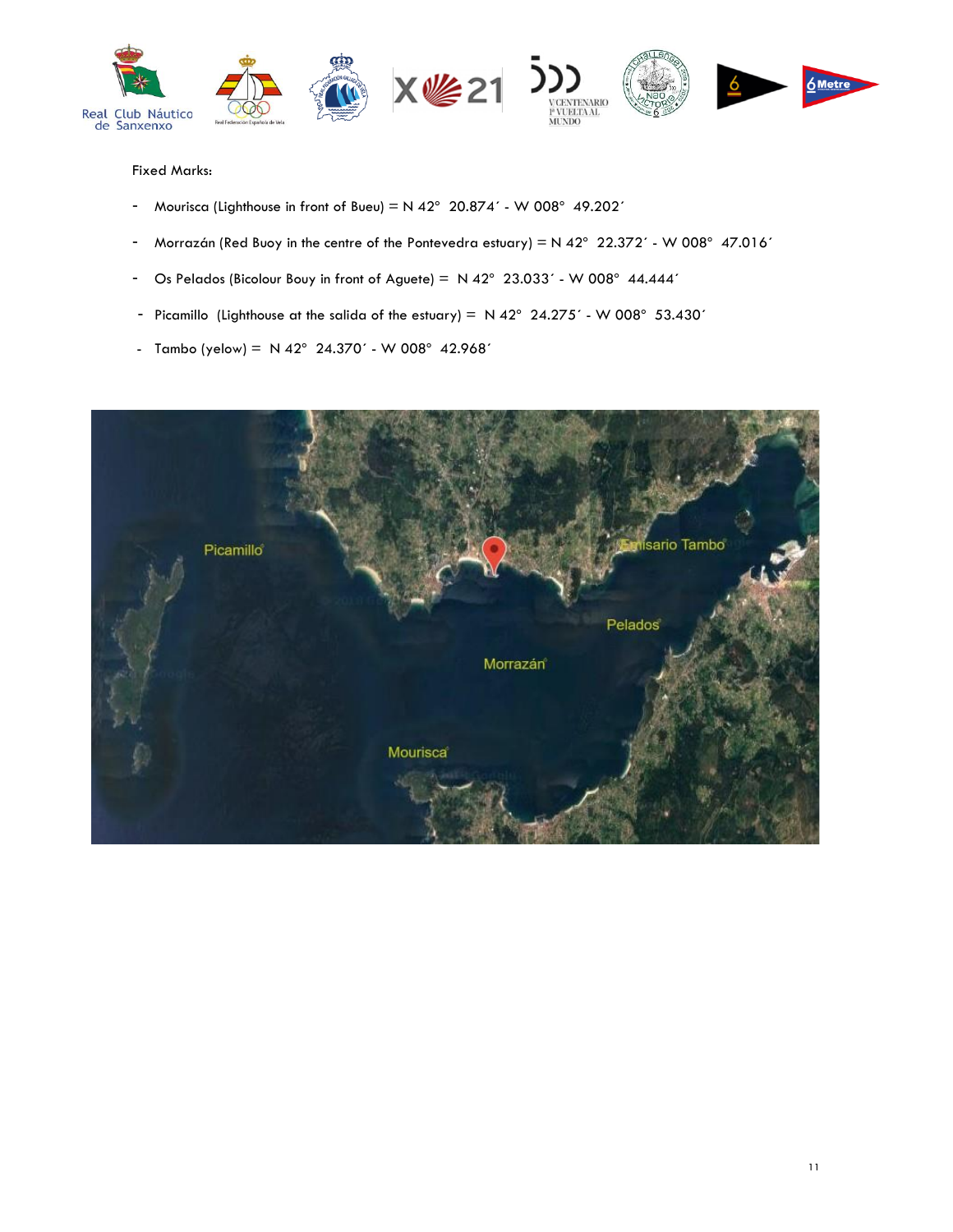Fixed Marks:

- Mourisca (Lighthouse in front of Bueu) = N 42° 20.874´ - W 008° 49.202´
- Morrazán (Red Buoy in the centre of the Pontevedra estuary) = N 42° 22.372´ - W 008° 47.016´
- Os Pelados (Bicolour Bouy in front of Aguete) = N 42° 23.033´ - W 008° 44.444´
- Picamillo (Lighthouse at the salida of the estuary) = N 42° 24.275´ - W 008° 53.430´
- Tambo (yelow) = N 42° 24.370´ - W 008° 42.968´

Picamillo

Emisario Tambo

Pelados

Morrazán

Mourisca